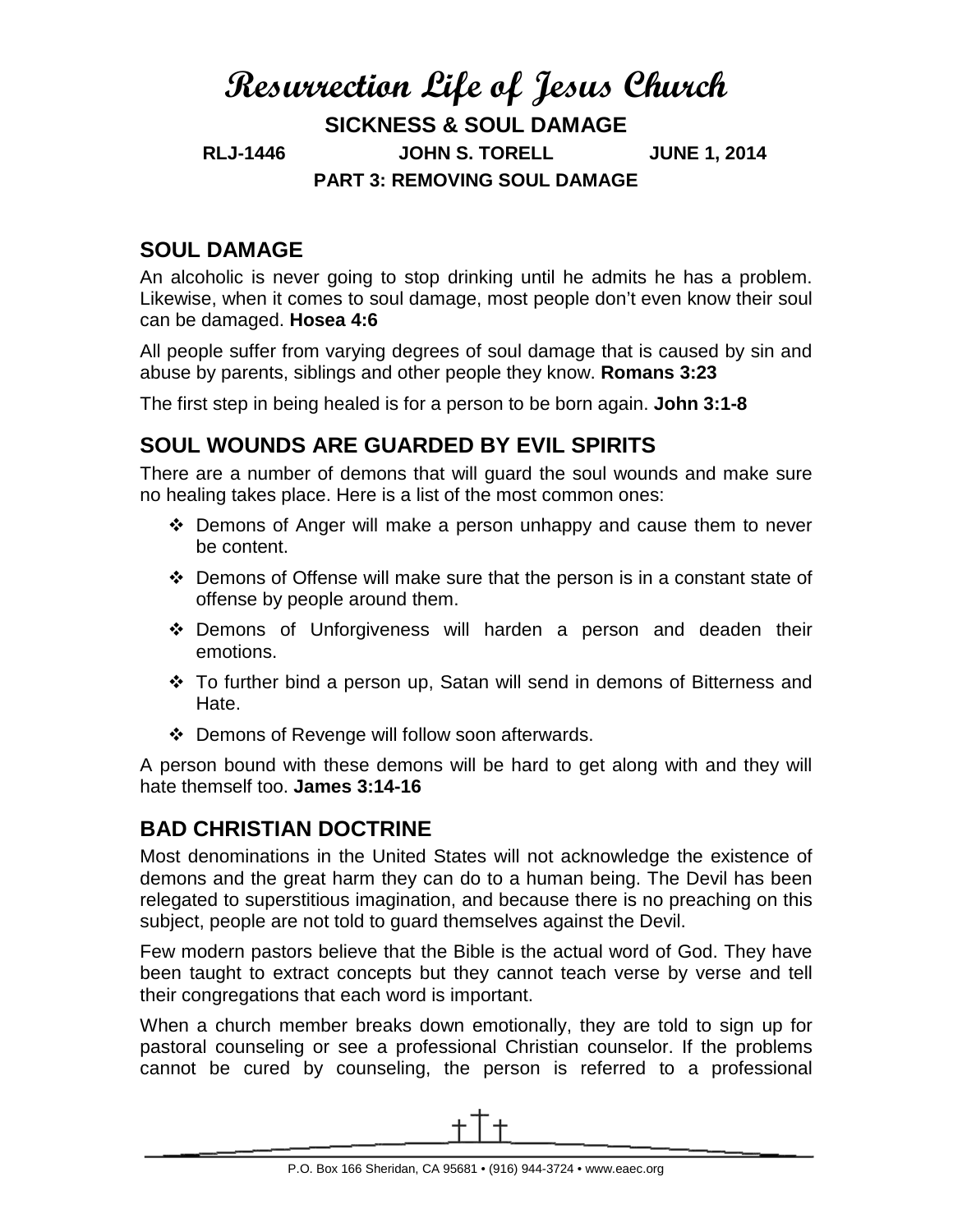# Resurrection Life of Jesus Church

## SICKNESS & SOUL DAMAGE

**RLJ-1446 JOHN S. TORELL JUNE 1, 2014**

**PART 3: REMOVING SOUL DAMAGE**

## SOUL DAMAGE

An alcoholic is never going to stop drinking until he admits he has a problem. Likewise, when it comes to soul damage, most people don't even know their soul can be damaged. **Hosea 4:6**

All people suffer from varying degrees of soul damage that is caused by sin and abuse by parents, siblings and other people they know. **Romans 3:23**

The first step in being healed is for a person to be born again. **John 3:1-8**

## SOUL WOUNDS ARE GUARDED BY EVIL SPIRITS

There are a number of demons that will guard the soul wounds and make sure no healing takes place. Here is a list of the most common ones:

- Demons of Anger will make a person unhappy and cause them to never be content.
- Demons of Offense will make sure that the person is in a constant state of offense by people around them.
- Demons of Unforgiveness will harden a person and deaden their emotions.
- To further bind a person up, Satan will send in demons of Bitterness and Hate.
- Demons of Revenge will follow soon afterwards.

A person bound with these demons will be hard to get along with and they will hate themself too. **James 3:14-16**

## BAD CHRISTIAN DOCTRINE

Most denominations in the United States will not acknowledge the existence of demons and the great harm they can do to a human being. The Devil has been relegated to superstitious imagination, and because there is no preaching on this subject, people are not told to guard themselves against the Devil.

Few modern pastors believe that the Bible is the actual word of God. They have been taught to extract concepts but they cannot teach verse by verse and tell their congregations that each word is important.

When a church member breaks down emotionally, they are told to sign up for pastoral counseling or see a professional Christian counselor. If the problems cannot be cured by counseling, the person is referred to a professional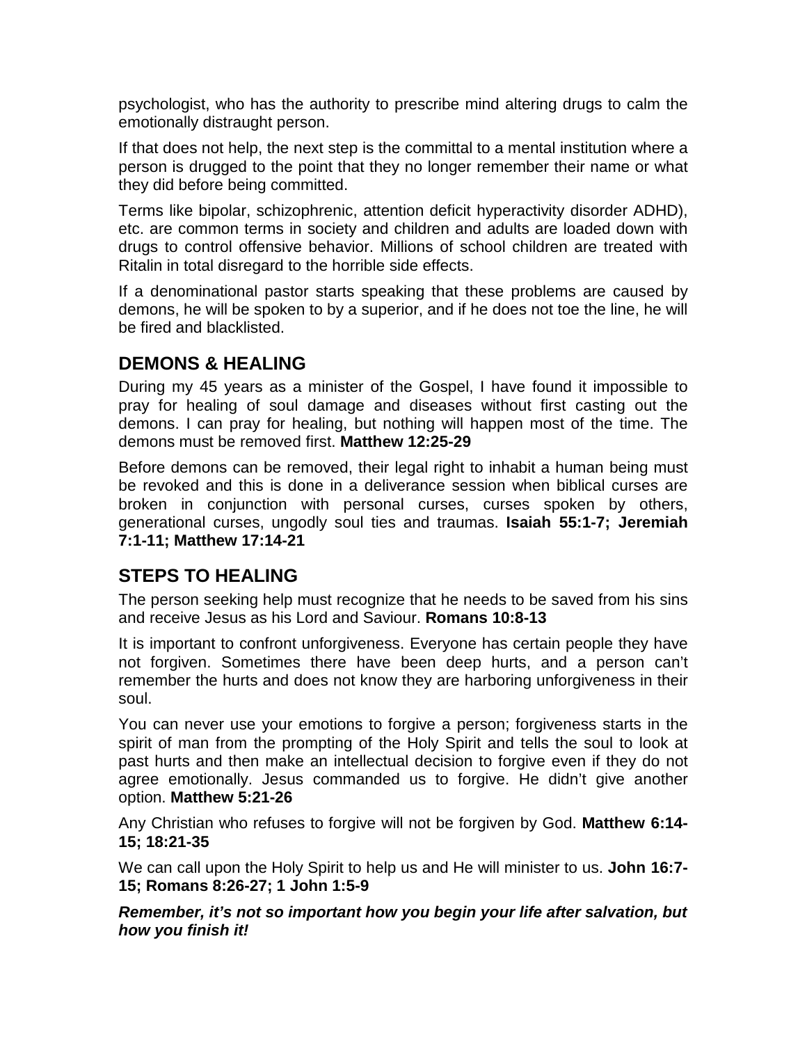psychologist, who has the authority to prescribe mind altering drugs to calm the emotionally distraught person.

If that does not help, the next step is the committal to a mental institution where a person is drugged to the point that they no longer remember their name or what they did before being committed.

Terms like bipolar, schizophrenic, attention deficit hyperactivity disorder ADHD), etc. are common terms in society and children and adults are loaded down with drugs to control offensive behavior. Millions of school children are treated with Ritalin in total disregard to the horrible side effects.

If a denominational pastor starts speaking that these problems are caused by demons, he will be spoken to by a superior, and if he does not toe the line, he will be fired and blacklisted.

## DEMONS & HEALING

During my 45 years as a minister of the Gospel, I have found it impossible to pray for healing of soul damage and diseases without first casting out the demons. I can pray for healing, but nothing will happen most of the time. The demons must be removed first. **Matthew 12:25-29**

Before demons can be removed, their legal right to inhabit a human being must be revoked and this is done in a deliverance session when biblical curses are broken in conjunction with personal curses, curses spoken by others, generational curses, ungodly soul ties and traumas. **Isaiah 55:1-7; Jeremiah 7:1-11; Matthew 17:14-21**

## STEPS TO HEALING

The person seeking help must recognize that he needs to be saved from his sins and receive Jesus as his Lord and Saviour. **Romans 10:8-13**

It is important to confront unforgiveness. Everyone has certain people they have not forgiven. Sometimes there have been deep hurts, and a person can't remember the hurts and does not know they are harboring unforgiveness in their soul.

You can never use your emotions to forgive a person; forgiveness starts in the spirit of man from the prompting of the Holy Spirit and tells the soul to look at past hurts and then make an intellectual decision to forgive even if they do not agree emotionally. Jesus commanded us to forgive. He didn't give another option. **Matthew 5:21-26**

Any Christian who refuses to forgive will not be forgiven by God. **Matthew 6:14-15; 18:21-35**

We can call upon the Holy Spirit to help us and He will minister to us. **John 16:7-15; Romans 8:26-27; 1 John 1:5-9**

***Remember, it's not so important how you begin your life after salvation, but how you finish it!***